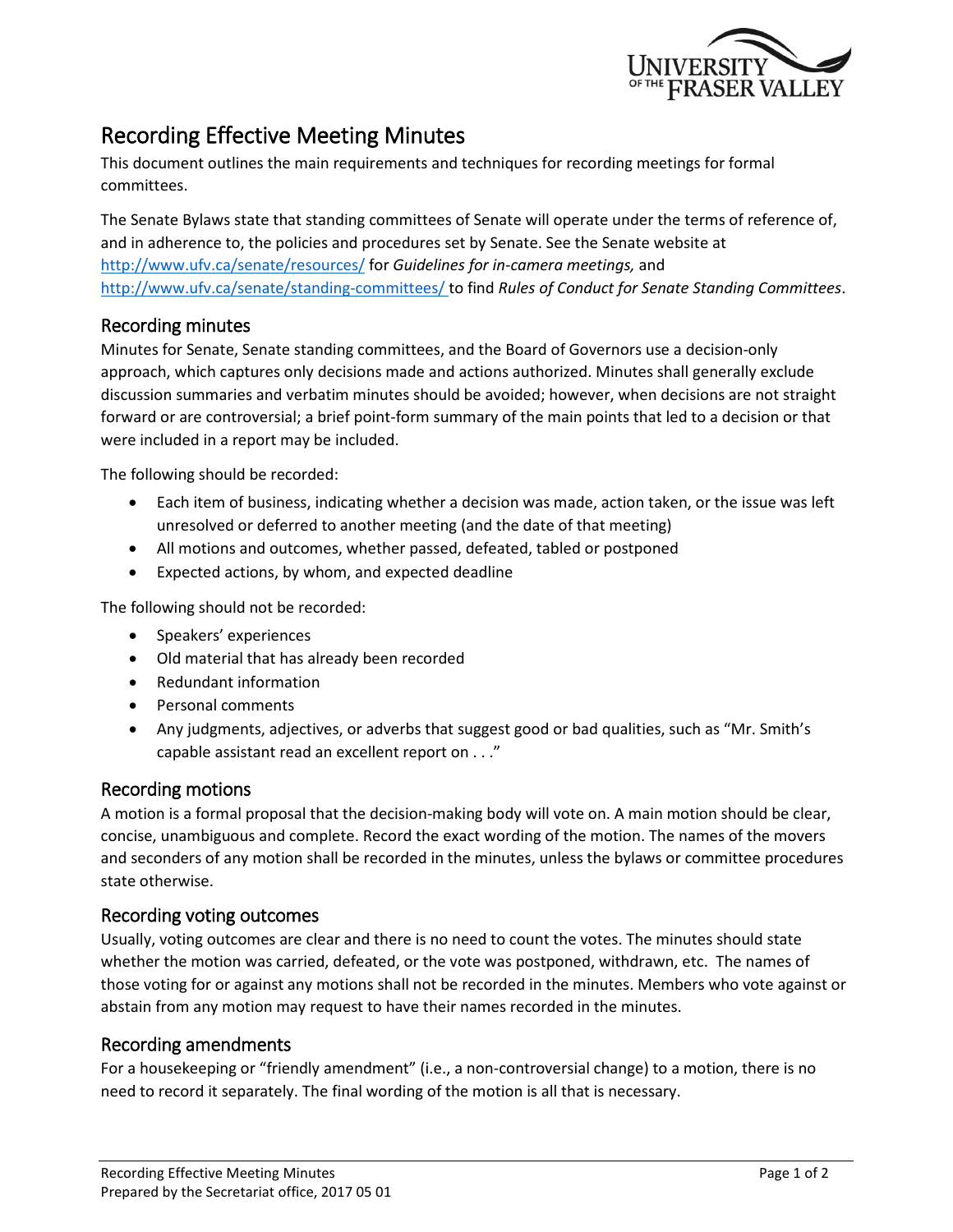# Recording Effective Meeting Minutes

This document outlines the main requirements and techniques for recording meetings for formal committees.

The Senate Bylaws state that standing committees of Senate will operate under the terms of reference of, and in adherence to, the policies and procedures set by Senate. See the Senate website at http://www.ufv.ca/senate/resources/ for *Guidelines for in-camera meetings,* and http://www.ufv.ca/senate/standing-committees/ to find *Rules of Conduct for Senate Standing Committees*.

## Recording minutes

Minutes for Senate, Senate standing committees, and the Board of Governors use a decision-only approach, which captures only decisions made and actions authorized. Minutes shall generally exclude discussion summaries and verbatim minutes should be avoided; however, when decisions are not straight forward or are controversial; a brief point-form summary of the main points that led to a decision or that were included in a report may be included.

The following should be recorded:

- Each item of business, indicating whether a decision was made, action taken, or the issue was left unresolved or deferred to another meeting (and the date of that meeting)
- All motions and outcomes, whether passed, defeated, tabled or postponed
- Expected actions, by whom, and expected deadline

The following should not be recorded:

- Speakers' experiences
- Old material that has already been recorded
- Redundant information
- Personal comments
- Any judgments, adjectives, or adverbs that suggest good or bad qualities, such as "Mr. Smith's capable assistant read an excellent report on . . ."

## Recording motions

A motion is a formal proposal that the decision-making body will vote on. A main motion should be clear, concise, unambiguous and complete. Record the exact wording of the motion. The names of the movers and seconders of any motion shall be recorded in the minutes, unless the bylaws or committee procedures state otherwise.

## Recording voting outcomes

Usually, voting outcomes are clear and there is no need to count the votes. The minutes should state whether the motion was carried, defeated, or the vote was postponed, withdrawn, etc. The names of those voting for or against any motions shall not be recorded in the minutes. Members who vote against or abstain from any motion may request to have their names recorded in the minutes.

## Recording amendments

For a housekeeping or "friendly amendment" (i.e., a non-controversial change) to a motion, there is no need to record it separately. The final wording of the motion is all that is necessary.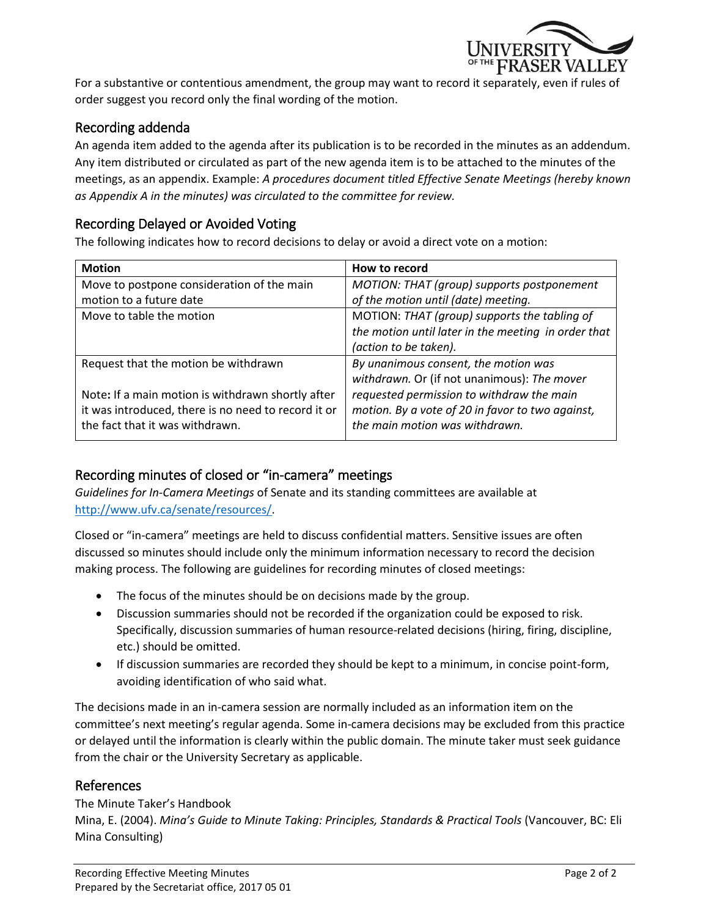For a substantive or contentious amendment, the group may want to record it separately, even if rules of order suggest you record only the final wording of the motion.

## Recording addenda

An agenda item added to the agenda after its publication is to be recorded in the minutes as an addendum. Any item distributed or circulated as part of the new agenda item is to be attached to the minutes of the meetings, as an appendix. Example: *A procedures document titled Effective Senate Meetings (hereby known as Appendix A in the minutes) was circulated to the committee for review.*

## Recording Delayed or Avoided Voting

The following indicates how to record decisions to delay or avoid a direct vote on a motion:

| Motion | How to record |
|---|---|
| Move to postpone consideration of the main motion to a future date | *MOTION: THAT (group) supports postponement of the motion until (date) meeting.* |
| Move to table the motion | MOTION: *THAT (group) supports the tabling of the motion until later in the meeting in order that (action to be taken).* |
| Request that the motion be withdrawn<br><br>Note**:** If a main motion is withdrawn shortly after it was introduced, there is no need to record it or the fact that it was withdrawn. | *By unanimous consent, the motion was withdrawn.* Or (if not unanimous): *The mover requested permission to withdraw the main motion. By a vote of 20 in favor to two against, the main motion was withdrawn.* |

## Recording minutes of closed or "in-camera" meetings

*Guidelines for In-Camera Meetings* of Senate and its standing committees are available at http://www.ufv.ca/senate/resources/.

Closed or "in-camera" meetings are held to discuss confidential matters. Sensitive issues are often discussed so minutes should include only the minimum information necessary to record the decision making process. The following are guidelines for recording minutes of closed meetings:

- The focus of the minutes should be on decisions made by the group.
- Discussion summaries should not be recorded if the organization could be exposed to risk. Specifically, discussion summaries of human resource-related decisions (hiring, firing, discipline, etc.) should be omitted.
- If discussion summaries are recorded they should be kept to a minimum, in concise point-form, avoiding identification of who said what.

The decisions made in an in-camera session are normally included as an information item on the committee's next meeting's regular agenda. Some in-camera decisions may be excluded from this practice or delayed until the information is clearly within the public domain. The minute taker must seek guidance from the chair or the University Secretary as applicable.

## References

The Minute Taker's Handbook

Mina, E. (2004). *Mina's Guide to Minute Taking: Principles, Standards & Practical Tools* (Vancouver, BC: Eli Mina Consulting)